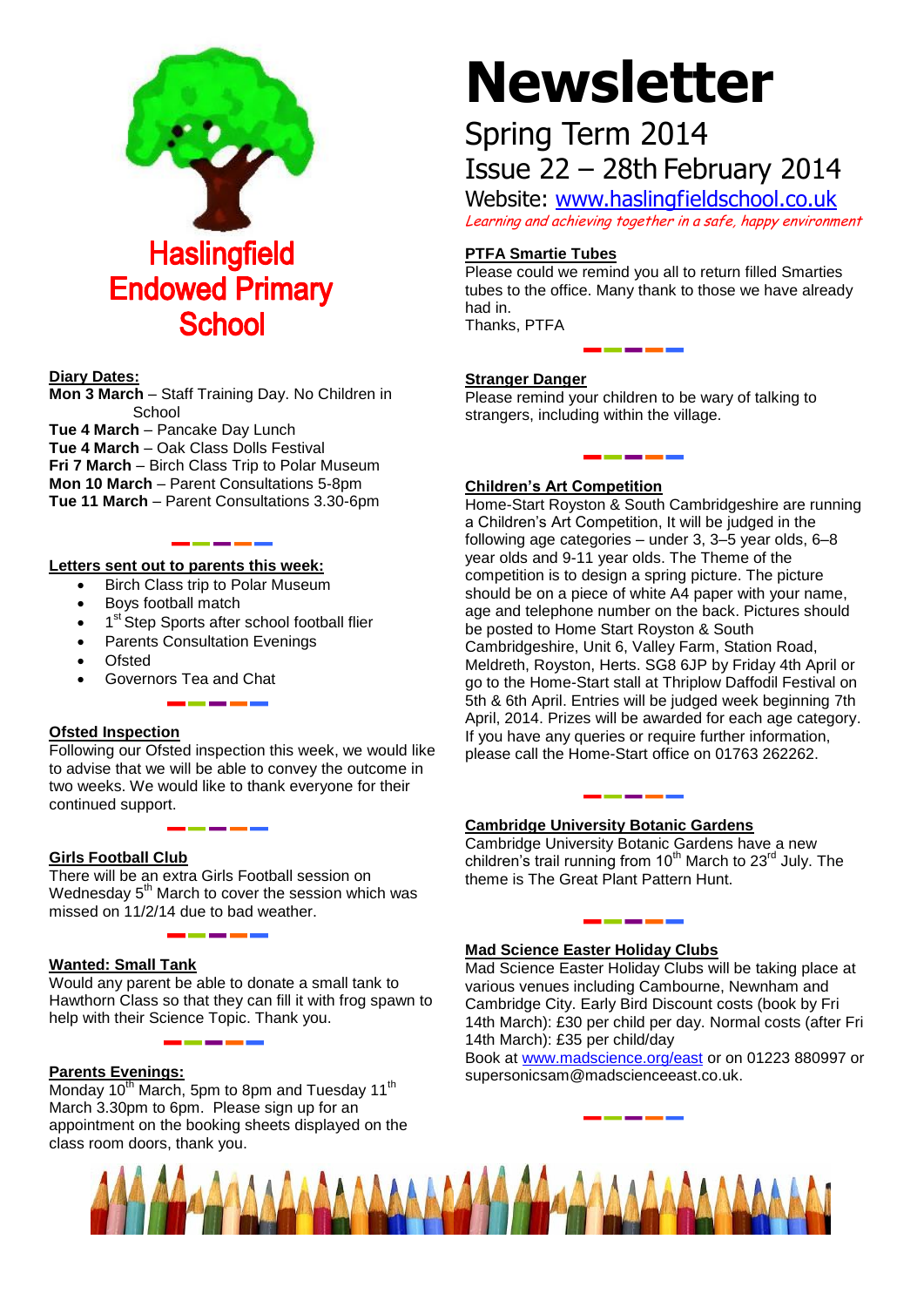# Haslingfield Endowed Primary School

# Newsletter

## Spring Term 2014
## Issue 22 – 28th February 2014

Website: www.haslingfieldschool.co.uk

*Learning and achieving together in a safe, happy environment*

**Diary Dates:**

**Mon 3 March** – Staff Training Day. No Children in School
**Tue 4 March** – Pancake Day Lunch
**Tue 4 March** – Oak Class Dolls Festival
**Fri 7 March** – Birch Class Trip to Polar Museum
**Mon 10 March** – Parent Consultations 5-8pm
**Tue 11 March** – Parent Consultations 3.30-6pm

**Letters sent out to parents this week:**

- Birch Class trip to Polar Museum
- Boys football match
- 1st Step Sports after school football flier
- Parents Consultation Evenings
- Ofsted
- Governors Tea and Chat

**Ofsted Inspection**

Following our Ofsted inspection this week, we would like to advise that we will be able to convey the outcome in two weeks. We would like to thank everyone for their continued support.

**Girls Football Club**

There will be an extra Girls Football session on Wednesday 5th March to cover the session which was missed on 11/2/14 due to bad weather.

**Wanted: Small Tank**

Would any parent be able to donate a small tank to Hawthorn Class so that they can fill it with frog spawn to help with their Science Topic. Thank you.

**Parents Evenings:**

Monday 10th March, 5pm to 8pm and Tuesday 11th March 3.30pm to 6pm. Please sign up for an appointment on the booking sheets displayed on the class room doors, thank you.

**PTFA Smartie Tubes**

Please could we remind you all to return filled Smarties tubes to the office. Many thank to those we have already had in.
Thanks, PTFA

**Stranger Danger**

Please remind your children to be wary of talking to strangers, including within the village.

**Children's Art Competition**

Home-Start Royston & South Cambridgeshire are running a Children's Art Competition, It will be judged in the following age categories – under 3, 3–5 year olds, 6–8 year olds and 9-11 year olds. The Theme of the competition is to design a spring picture. The picture should be on a piece of white A4 paper with your name, age and telephone number on the back. Pictures should be posted to Home Start Royston & South Cambridgeshire, Unit 6, Valley Farm, Station Road, Meldreth, Royston, Herts. SG8 6JP by Friday 4th April or go to the Home-Start stall at Thriplow Daffodil Festival on 5th & 6th April. Entries will be judged week beginning 7th April, 2014. Prizes will be awarded for each age category. If you have any queries or require further information, please call the Home-Start office on 01763 262262.

**Cambridge University Botanic Gardens**

Cambridge University Botanic Gardens have a new children's trail running from 10th March to 23rd July. The theme is The Great Plant Pattern Hunt.

**Mad Science Easter Holiday Clubs**

Mad Science Easter Holiday Clubs will be taking place at various venues including Cambourne, Newnham and Cambridge City. Early Bird Discount costs (book by Fri 14th March): £30 per child per day. Normal costs (after Fri 14th March): £35 per child/day
Book at www.madscience.org/east or on 01223 880997 or supersonicsam@madscienceeast.co.uk.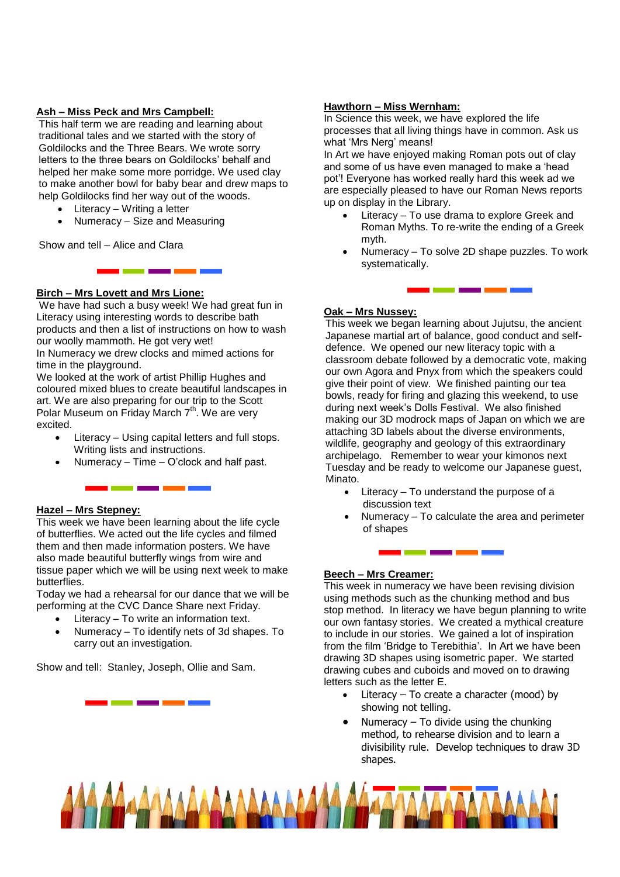**Ash – Miss Peck and Mrs Campbell:**

This half term we are reading and learning about traditional tales and we started with the story of Goldilocks and the Three Bears. We wrote sorry letters to the three bears on Goldilocks' behalf and helped her make some more porridge. We used clay to make another bowl for baby bear and drew maps to help Goldilocks find her way out of the woods.

- Literacy – Writing a letter
- Numeracy – Size and Measuring

Show and tell – Alice and Clara

**Birch – Mrs Lovett and Mrs Lione:**

We have had such a busy week! We had great fun in Literacy using interesting words to describe bath products and then a list of instructions on how to wash our woolly mammoth. He got very wet!

In Numeracy we drew clocks and mimed actions for time in the playground.

We looked at the work of artist Phillip Hughes and coloured mixed blues to create beautiful landscapes in art. We are also preparing for our trip to the Scott Polar Museum on Friday March 7th. We are very excited.

- Literacy – Using capital letters and full stops. Writing lists and instructions.
- Numeracy – Time – O'clock and half past.

**Hazel – Mrs Stepney:**

This week we have been learning about the life cycle of butterflies. We acted out the life cycles and filmed them and then made information posters. We have also made beautiful butterfly wings from wire and tissue paper which we will be using next week to make butterflies.

Today we had a rehearsal for our dance that we will be performing at the CVC Dance Share next Friday.

- Literacy – To write an information text.
- Numeracy – To identify nets of 3d shapes. To carry out an investigation.

Show and tell: Stanley, Joseph, Ollie and Sam.

**Hawthorn – Miss Wernham:**

In Science this week, we have explored the life processes that all living things have in common. Ask us what 'Mrs Nerg' means!

In Art we have enjoyed making Roman pots out of clay and some of us have even managed to make a 'head pot'! Everyone has worked really hard this week ad we are especially pleased to have our Roman News reports up on display in the Library.

- Literacy – To use drama to explore Greek and Roman Myths. To re-write the ending of a Greek myth.
- Numeracy – To solve 2D shape puzzles. To work systematically.

**Oak – Mrs Nussey:**

This week we began learning about Jujutsu, the ancient Japanese martial art of balance, good conduct and self-defence. We opened our new literacy topic with a classroom debate followed by a democratic vote, making our own Agora and Pnyx from which the speakers could give their point of view. We finished painting our tea bowls, ready for firing and glazing this weekend, to use during next week's Dolls Festival. We also finished making our 3D modrock maps of Japan on which we are attaching 3D labels about the diverse environments, wildlife, geography and geology of this extraordinary archipelago. Remember to wear your kimonos next Tuesday and be ready to welcome our Japanese guest, Minato.

- Literacy – To understand the purpose of a discussion text
- Numeracy – To calculate the area and perimeter of shapes

**Beech – Mrs Creamer:**

This week in numeracy we have been revising division using methods such as the chunking method and bus stop method. In literacy we have begun planning to write our own fantasy stories. We created a mythical creature to include in our stories. We gained a lot of inspiration from the film 'Bridge to Terebithia'. In Art we have been drawing 3D shapes using isometric paper. We started drawing cubes and cuboids and moved on to drawing letters such as the letter E.

- Literacy – To create a character (mood) by showing not telling.
- Numeracy – To divide using the chunking method, to rehearse division and to learn a divisibility rule. Develop techniques to draw 3D shapes.